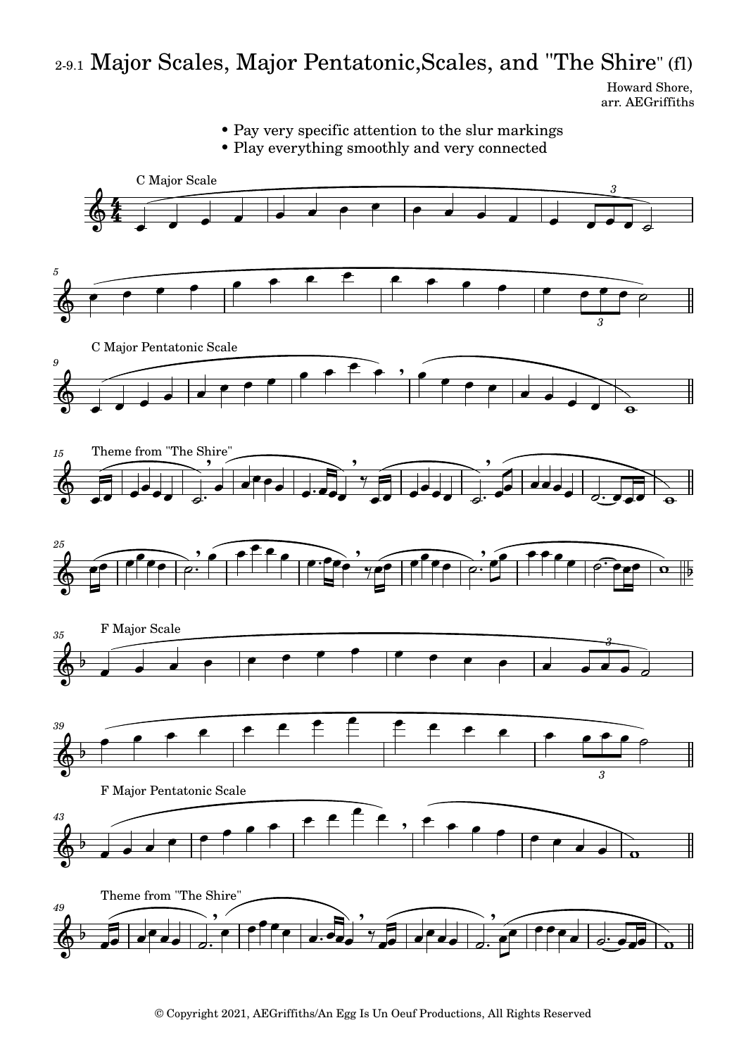# 2-9.1 Major Scales, Major Pentatonic,Scales, and "The Shire" (fl)

Howard Shore,
arr. AEGriffiths

- Pay very specific attention to the slur markings
- Play everything smoothly and very connected

C Major Scale

C Major Pentatonic Scale

Theme from "The Shire"

F Major Scale

F Major Pentatonic Scale

Theme from "The Shire"

© Copyright 2021, AEGriffiths/An Egg Is Un Oeuf Productions, All Rights Reserved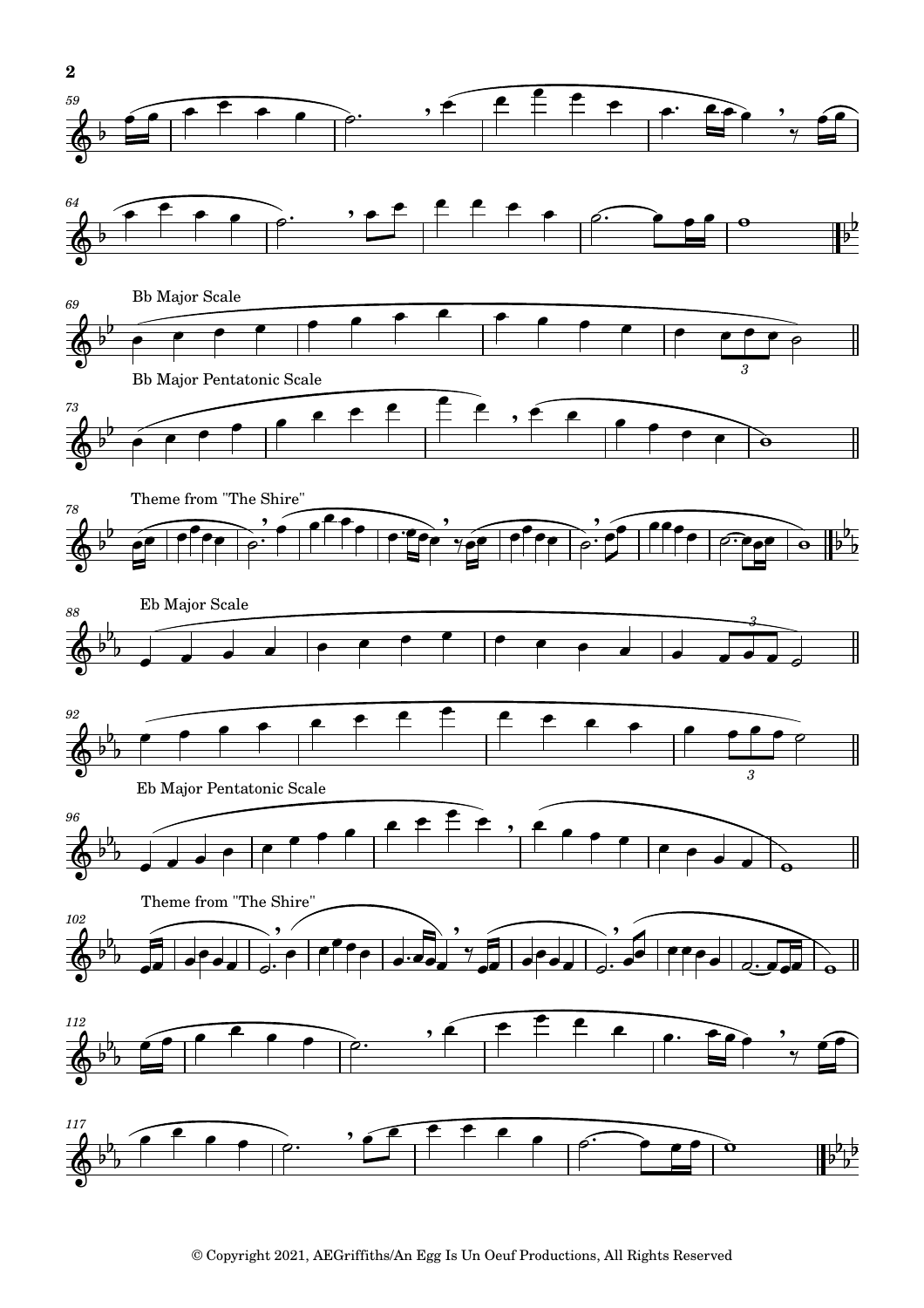Bb Major Scale

Bb Major Pentatonic Scale

Theme from "The Shire"

Eb Major Scale

Eb Major Pentatonic Scale

Theme from "The Shire"

© Copyright 2021, AEGriffiths/An Egg Is Un Oeuf Productions, All Rights Reserved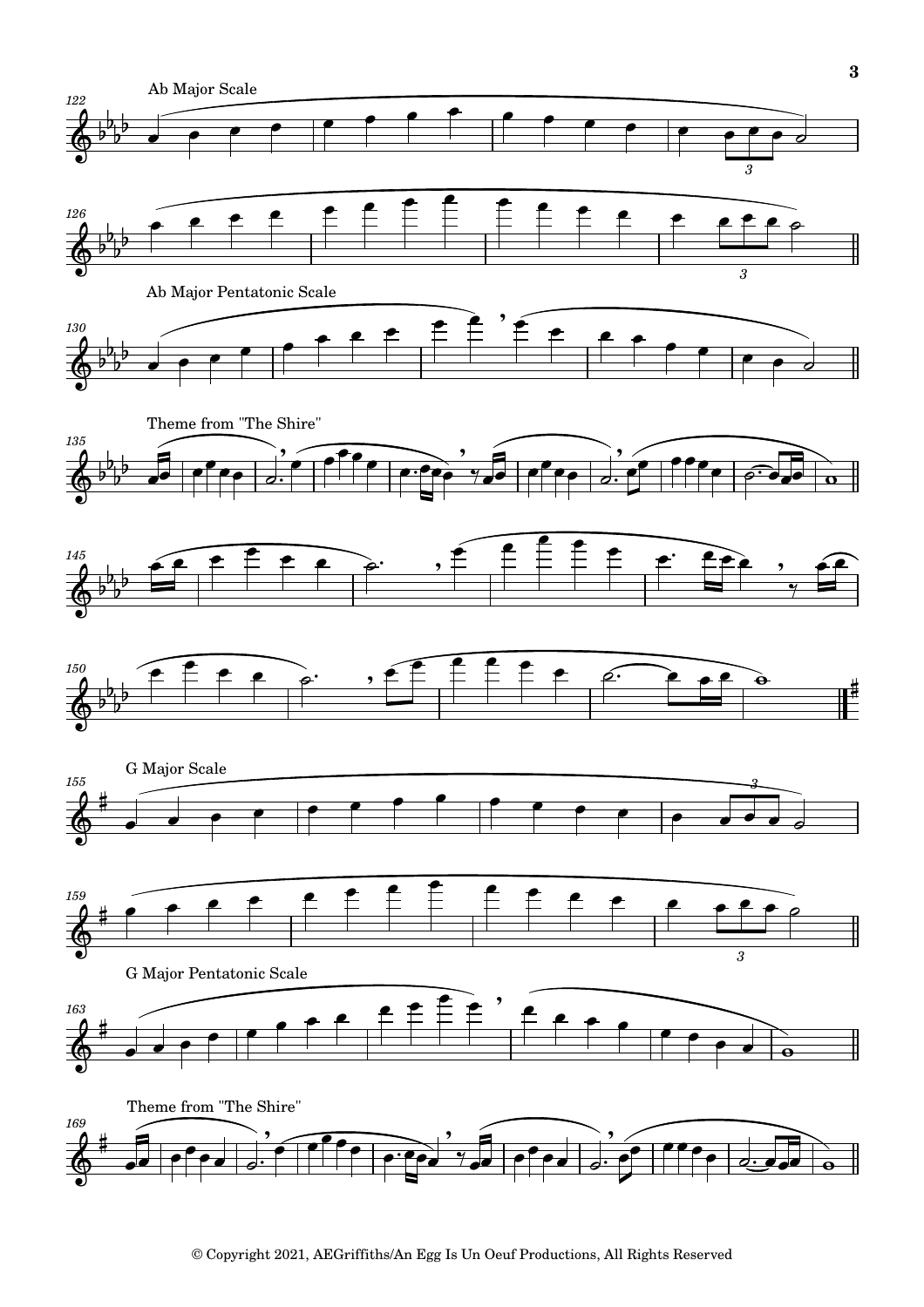Ab Major Scale

Ab Major Pentatonic Scale

Theme from "The Shire"

G Major Scale

G Major Pentatonic Scale

Theme from "The Shire"

© Copyright 2021, AEGriffiths/An Egg Is Un Oeuf Productions, All Rights Reserved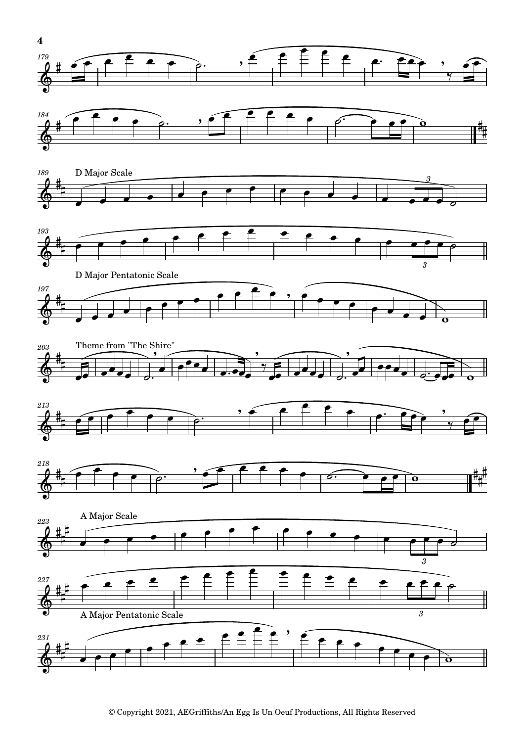D Major Scale

D Major Pentatonic Scale

Theme from "The Shire"

A Major Scale

A Major Pentatonic Scale

© Copyright 2021, AEGriffiths/An Egg Is Un Oeuf Productions, All Rights Reserved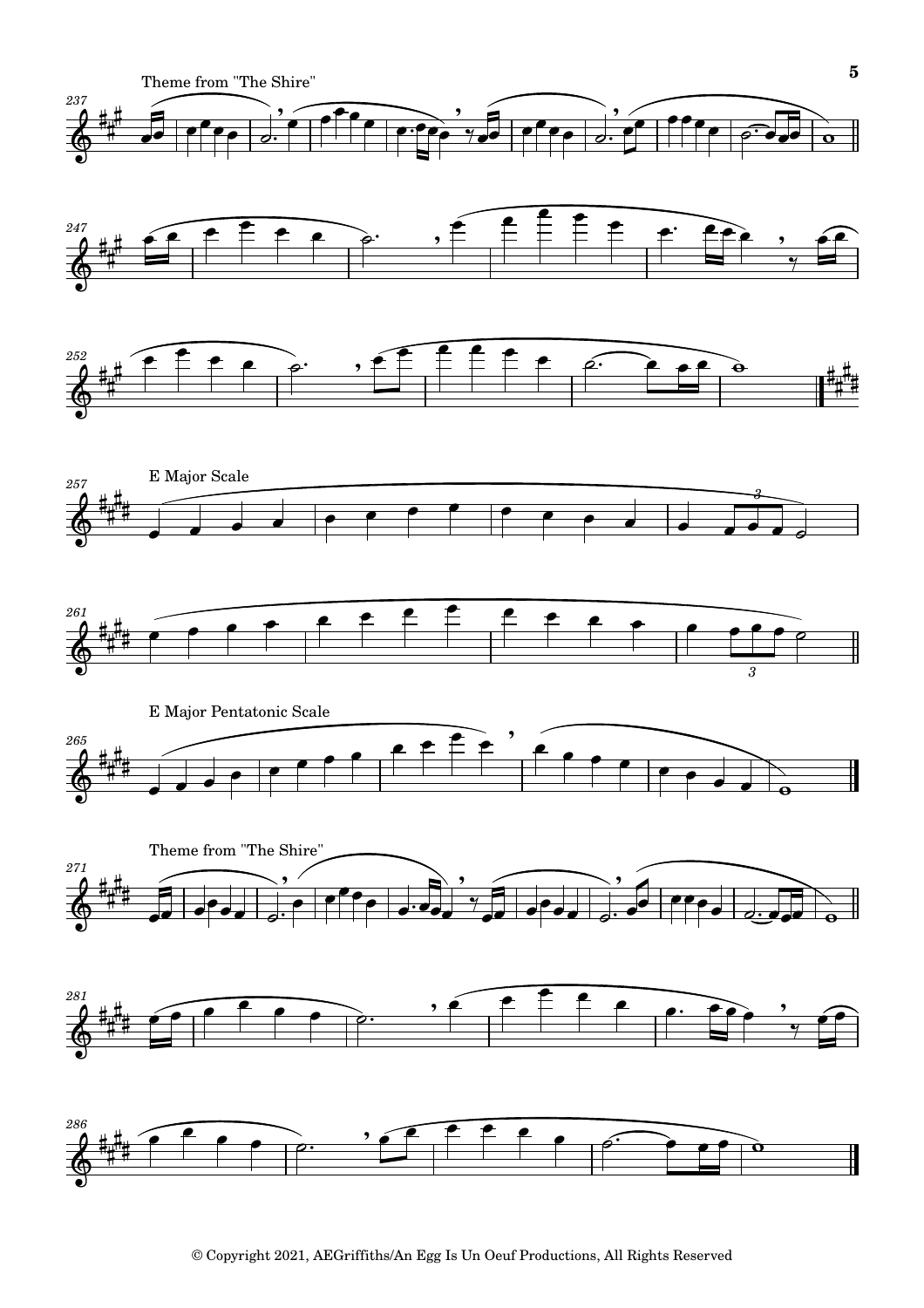Theme from "The Shire"

E Major Scale

E Major Pentatonic Scale

Theme from "The Shire"

© Copyright 2021, AEGriffiths/An Egg Is Un Oeuf Productions, All Rights Reserved